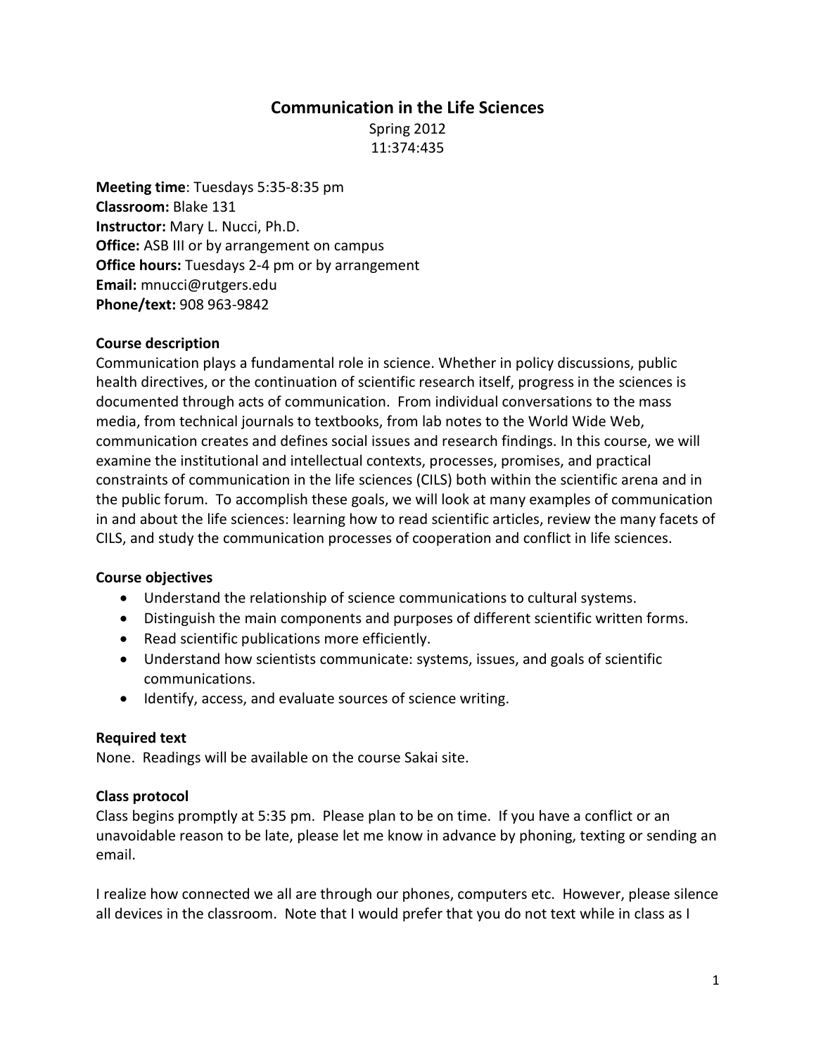# Communication in the Life Sciences

Spring 2012
11:374:435

**Meeting time**: Tuesdays 5:35-8:35 pm
**Classroom:** Blake 131
**Instructor:** Mary L. Nucci, Ph.D.
**Office:** ASB III or by arrangement on campus
**Office hours:** Tuesdays 2-4 pm or by arrangement
**Email:** mnucci@rutgers.edu
**Phone/text:** 908 963-9842

## Course description

Communication plays a fundamental role in science. Whether in policy discussions, public health directives, or the continuation of scientific research itself, progress in the sciences is documented through acts of communication. From individual conversations to the mass media, from technical journals to textbooks, from lab notes to the World Wide Web, communication creates and defines social issues and research findings. In this course, we will examine the institutional and intellectual contexts, processes, promises, and practical constraints of communication in the life sciences (CILS) both within the scientific arena and in the public forum. To accomplish these goals, we will look at many examples of communication in and about the life sciences: learning how to read scientific articles, review the many facets of CILS, and study the communication processes of cooperation and conflict in life sciences.

## Course objectives

- Understand the relationship of science communications to cultural systems.
- Distinguish the main components and purposes of different scientific written forms.
- Read scientific publications more efficiently.
- Understand how scientists communicate: systems, issues, and goals of scientific communications.
- Identify, access, and evaluate sources of science writing.

## Required text

None. Readings will be available on the course Sakai site.

## Class protocol

Class begins promptly at 5:35 pm. Please plan to be on time. If you have a conflict or an unavoidable reason to be late, please let me know in advance by phoning, texting or sending an email.

I realize how connected we all are through our phones, computers etc. However, please silence all devices in the classroom. Note that I would prefer that you do not text while in class as I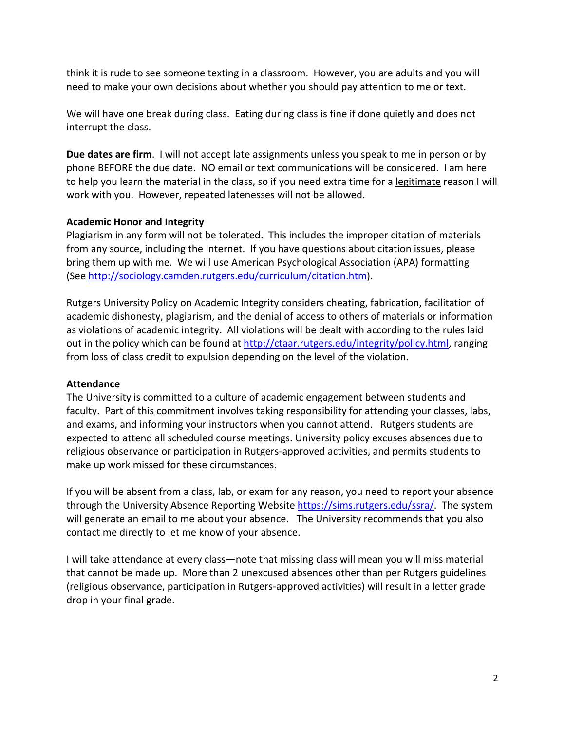think it is rude to see someone texting in a classroom. However, you are adults and you will need to make your own decisions about whether you should pay attention to me or text.

We will have one break during class. Eating during class is fine if done quietly and does not interrupt the class.

**Due dates are firm**. I will not accept late assignments unless you speak to me in person or by phone BEFORE the due date. NO email or text communications will be considered. I am here to help you learn the material in the class, so if you need extra time for a <u>legitimate</u> reason I will work with you. However, repeated latenesses will not be allowed.

**Academic Honor and Integrity**
Plagiarism in any form will not be tolerated. This includes the improper citation of materials from any source, including the Internet. If you have questions about citation issues, please bring them up with me. We will use American Psychological Association (APA) formatting (See [http://sociology.camden.rutgers.edu/curriculum/citation.htm](http://sociology.camden.rutgers.edu/curriculum/citation.htm)).

Rutgers University Policy on Academic Integrity considers cheating, fabrication, facilitation of academic dishonesty, plagiarism, and the denial of access to others of materials or information as violations of academic integrity. All violations will be dealt with according to the rules laid out in the policy which can be found at [http://ctaar.rutgers.edu/integrity/policy.html](http://ctaar.rutgers.edu/integrity/policy.html), ranging from loss of class credit to expulsion depending on the level of the violation.

**Attendance**
The University is committed to a culture of academic engagement between students and faculty. Part of this commitment involves taking responsibility for attending your classes, labs, and exams, and informing your instructors when you cannot attend. Rutgers students are expected to attend all scheduled course meetings. University policy excuses absences due to religious observance or participation in Rutgers-approved activities, and permits students to make up work missed for these circumstances.

If you will be absent from a class, lab, or exam for any reason, you need to report your absence through the University Absence Reporting Website [https://sims.rutgers.edu/ssra/](https://sims.rutgers.edu/ssra/). The system will generate an email to me about your absence. The University recommends that you also contact me directly to let me know of your absence.

I will take attendance at every class—note that missing class will mean you will miss material that cannot be made up. More than 2 unexcused absences other than per Rutgers guidelines (religious observance, participation in Rutgers-approved activities) will result in a letter grade drop in your final grade.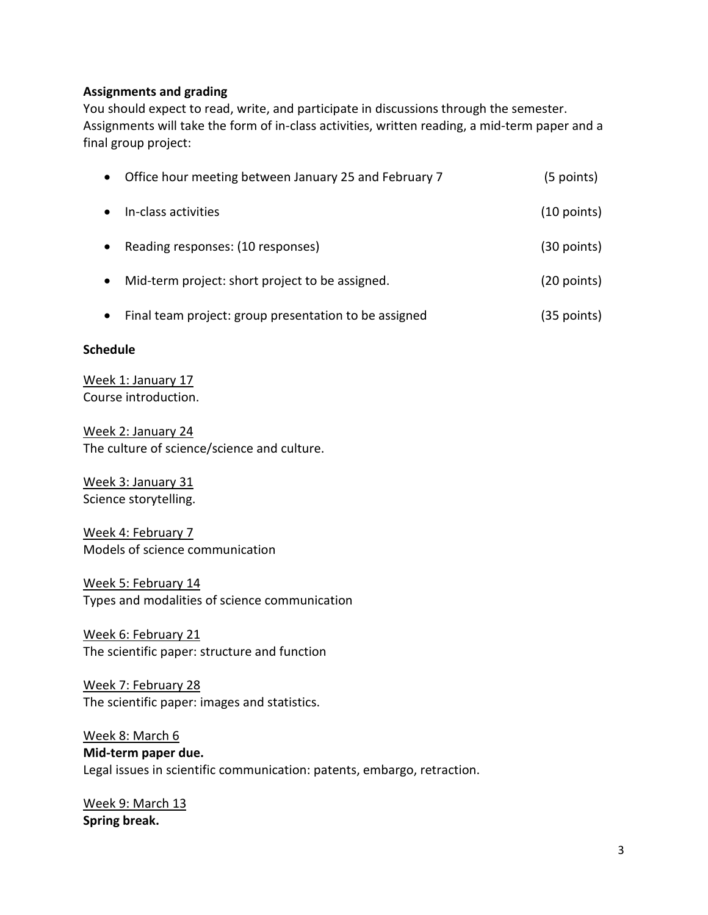**Assignments and grading**

You should expect to read, write, and participate in discussions through the semester. Assignments will take the form of in-class activities, written reading, a mid-term paper and a final group project:

- Office hour meeting between January 25 and February 7 (5 points)
- In-class activities (10 points)
- Reading responses: (10 responses) (30 points)
- Mid-term project: short project to be assigned. (20 points)
- Final team project: group presentation to be assigned (35 points)

**Schedule**

Week 1: January 17
Course introduction.

Week 2: January 24
The culture of science/science and culture.

Week 3: January 31
Science storytelling.

Week 4: February 7
Models of science communication

Week 5: February 14
Types and modalities of science communication

Week 6: February 21
The scientific paper: structure and function

Week 7: February 28
The scientific paper: images and statistics.

Week 8: March 6
**Mid-term paper due.**
Legal issues in scientific communication: patents, embargo, retraction.

Week 9: March 13
**Spring break.**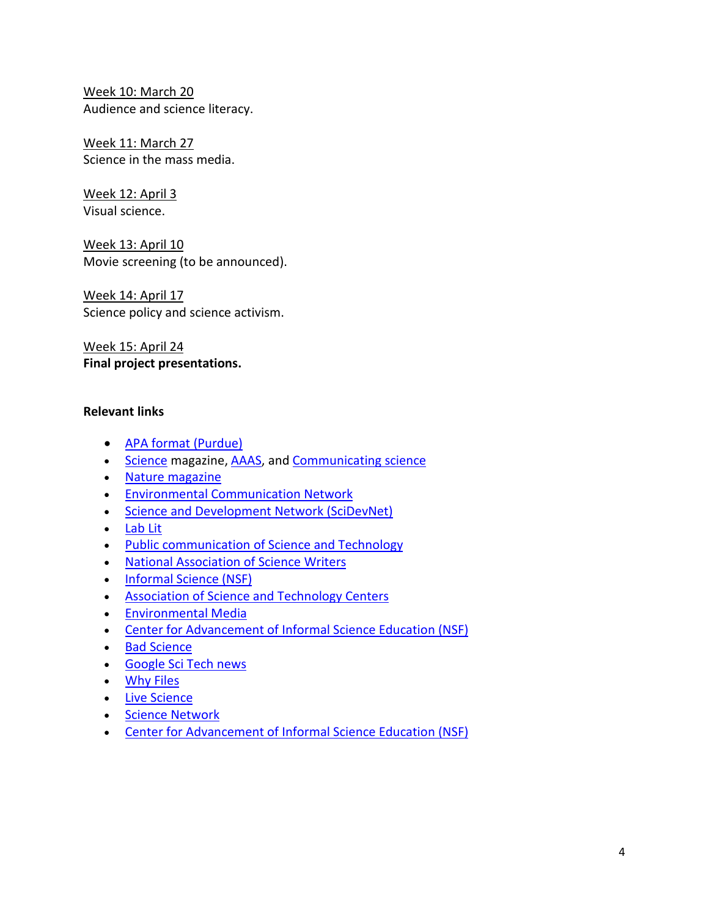Week 10: March 20
Audience and science literacy.

Week 11: March 27
Science in the mass media.

Week 12: April 3
Visual science.

Week 13: April 10
Movie screening (to be announced).

Week 14: April 17
Science policy and science activism.

Week 15: April 24
**Final project presentations.**

**Relevant links**

- APA format (Purdue)
- Science magazine, AAAS, and Communicating science
- Nature magazine
- Environmental Communication Network
- Science and Development Network (SciDevNet)
- Lab Lit
- Public communication of Science and Technology
- National Association of Science Writers
- Informal Science (NSF)
- Association of Science and Technology Centers
- Environmental Media
- Center for Advancement of Informal Science Education (NSF)
- Bad Science
- Google Sci Tech news
- Why Files
- Live Science
- Science Network
- Center for Advancement of Informal Science Education (NSF)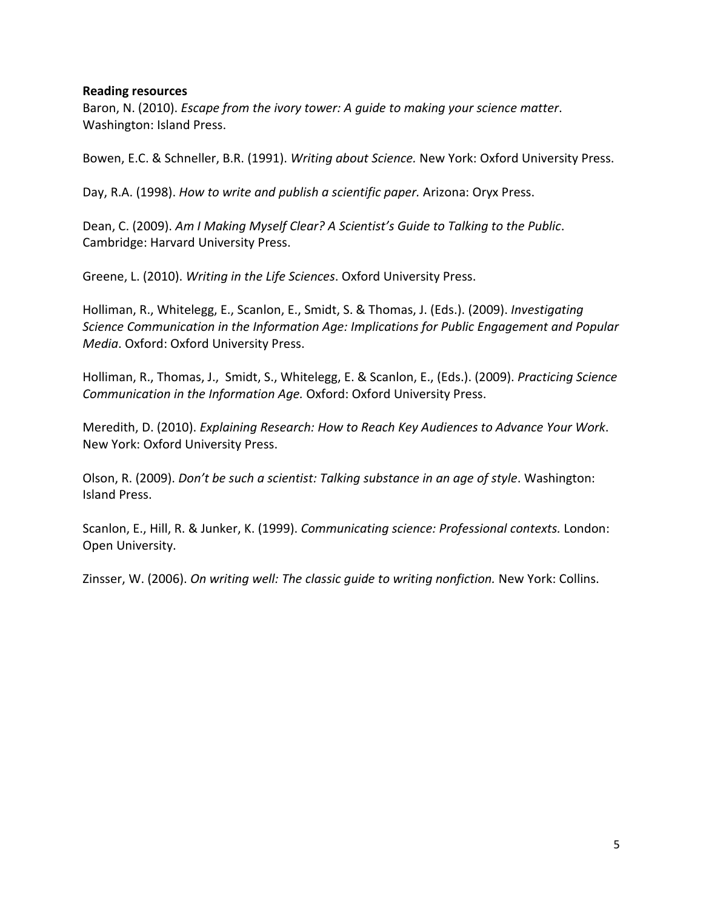**Reading resources**

Baron, N. (2010). *Escape from the ivory tower: A guide to making your science matter*. Washington: Island Press.

Bowen, E.C. & Schneller, B.R. (1991). *Writing about Science.* New York: Oxford University Press.

Day, R.A. (1998). *How to write and publish a scientific paper.* Arizona: Oryx Press.

Dean, C. (2009). *Am I Making Myself Clear? A Scientist's Guide to Talking to the Public*. Cambridge: Harvard University Press.

Greene, L. (2010). *Writing in the Life Sciences*. Oxford University Press.

Holliman, R., Whitelegg, E., Scanlon, E., Smidt, S. & Thomas, J. (Eds.). (2009). *Investigating Science Communication in the Information Age: Implications for Public Engagement and Popular Media*. Oxford: Oxford University Press.

Holliman, R., Thomas, J., Smidt, S., Whitelegg, E. & Scanlon, E., (Eds.). (2009). *Practicing Science Communication in the Information Age.* Oxford: Oxford University Press.

Meredith, D. (2010). *Explaining Research: How to Reach Key Audiences to Advance Your Work*. New York: Oxford University Press.

Olson, R. (2009). *Don't be such a scientist: Talking substance in an age of style*. Washington: Island Press.

Scanlon, E., Hill, R. & Junker, K. (1999). *Communicating science: Professional contexts.* London: Open University.

Zinsser, W. (2006). *On writing well: The classic guide to writing nonfiction.* New York: Collins.